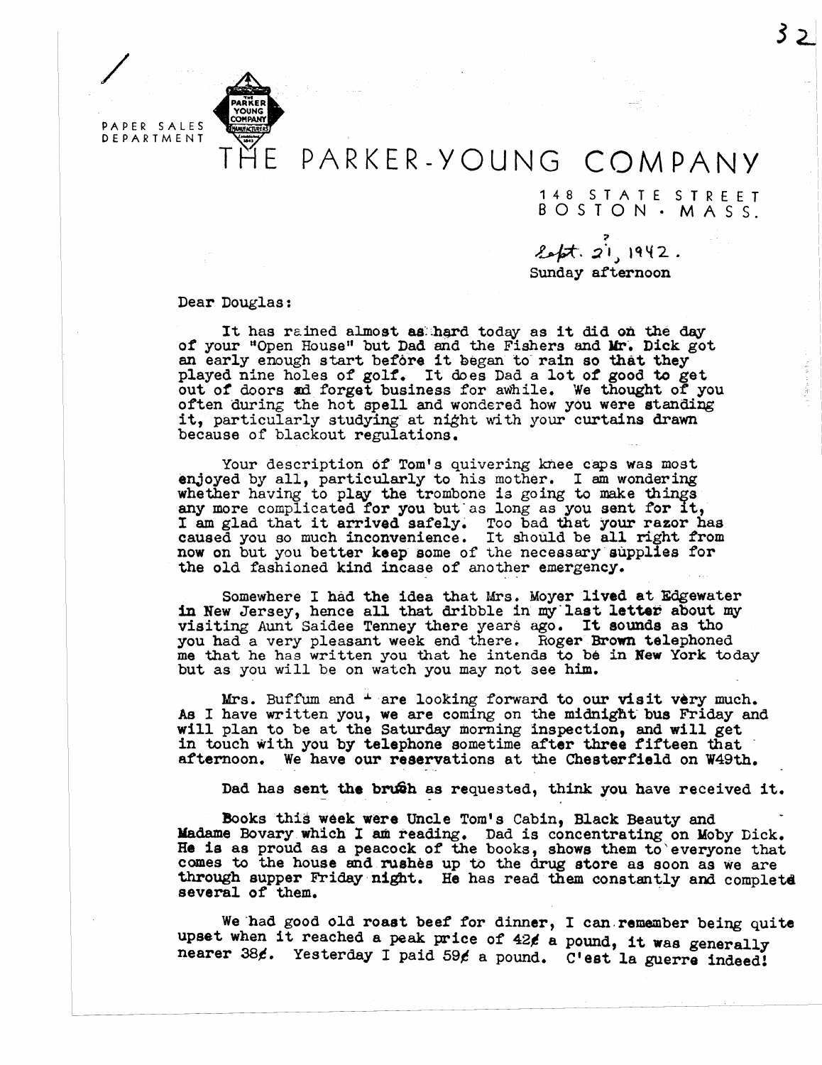PAPER SALES DEPARTMENT

# THE PARKER-YOUNG COMPANY

148 STATE STREET
BOSTON · MASS.

Sept. 21, 1942.
Sunday afternoon

Dear Douglas:

It has rained almost as hard today as it did on the day of your "Open House" but Dad and the Fishers and Mr. Dick got an early enough start before it began to rain so that they played nine holes of golf. It does Dad a lot of good to get out of doors and forget business for awhile. We thought of you often during the hot spell and wondered how you were standing it, particularly studying at night with your curtains drawn because of blackout regulations.

Your description of Tom's quivering knee caps was most enjoyed by all, particularly to his mother. I am wondering whether having to play the trombone is going to make things any more complicated for you but as long as you sent for it, I am glad that it arrived safely. Too bad that your razor has caused you so much inconvenience. It should be all right from now on but you better keep some of the necessary supplies for the old fashioned kind incase of another emergency.

Somewhere I had the idea that Mrs. Moyer lived at Edgewater in New Jersey, hence all that dribble in my last letter about my visiting Aunt Saidee Tenney there years ago. It sounds as tho you had a very pleasant week end there. Roger Brown telephoned me that he has written you that he intends to be in New York today but as you will be on watch you may not see him.

Mrs. Buffum and I are looking forward to our visit very much. As I have written you, we are coming on the midnight bus Friday and will plan to be at the Saturday morning inspection, and will get in touch with you by telephone sometime after three fifteen that afternoon. We have our reservations at the Chesterfield on W49th.

Dad has sent the brush as requested, think you have received it.

Books this week were Uncle Tom's Cabin, Black Beauty and Madame Bovary which I am reading. Dad is concentrating on Moby Dick. He is as proud as a peacock of the books, shows them to everyone that comes to the house and rushes up to the drug store as soon as we are through supper Friday night. He has read them constantly and completed several of them.

We had good old roast beef for dinner, I can remember being quite upset when it reached a peak price of 42¢ a pound, it was generally nearer 38¢. Yesterday I paid 59¢ a pound. C'est la guerre indeed!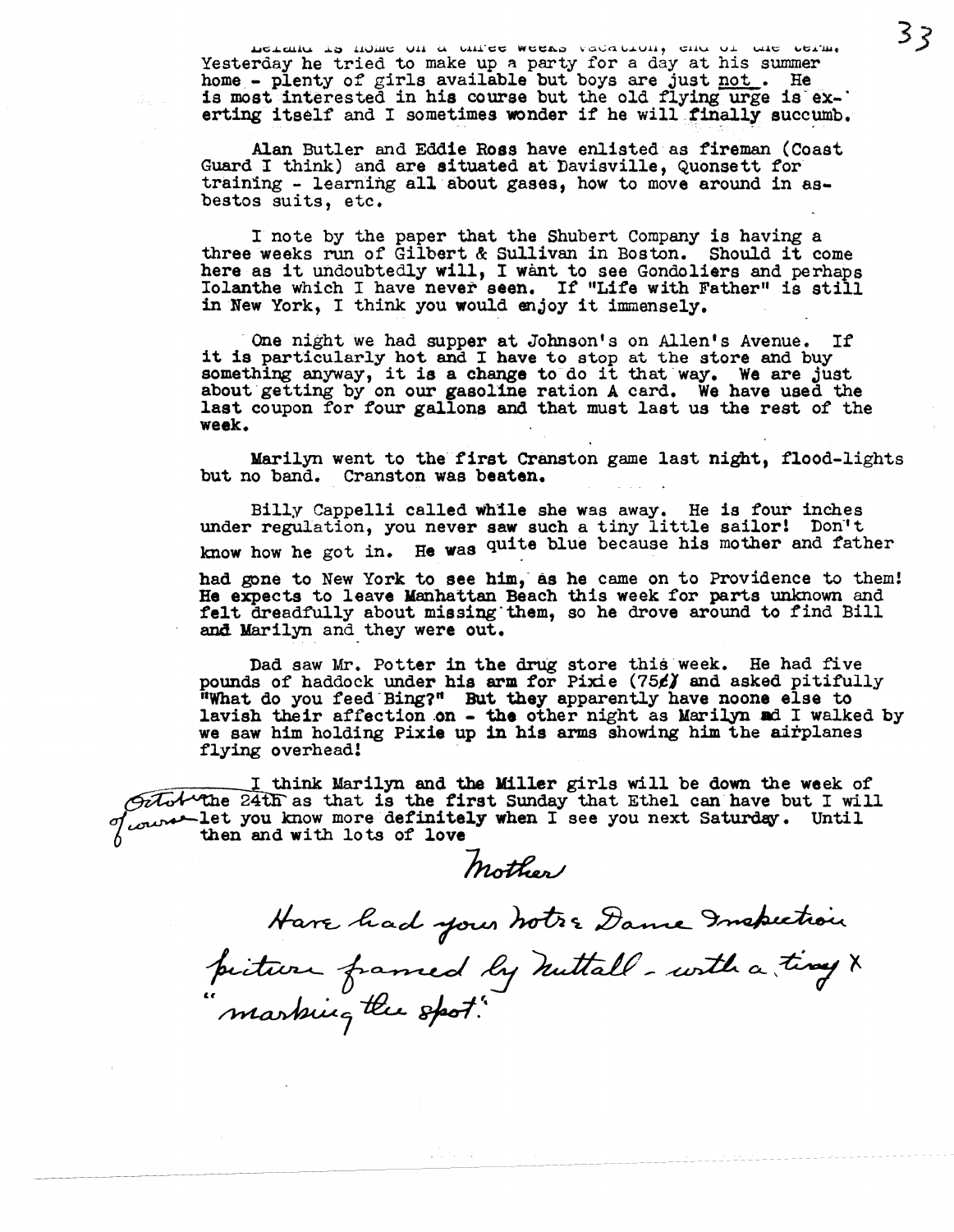Leland is home on a three weeks vacation, end of the term. Yesterday he tried to make up a party for a day at his summer home - plenty of girls available but boys are just not. He is most interested in his course but the old flying urge is exerting itself and I sometimes wonder if he will finally succumb.

Alan Butler and Eddie Ross have enlisted as fireman (Coast Guard I think) and are situated at Davisville, Quonsett for training - learning all about gases, how to move around in asbestos suits, etc.

I note by the paper that the Shubert Company is having a three weeks run of Gilbert & Sullivan in Boston. Should it come here as it undoubtedly will, I want to see Gondoliers and perhaps Iolanthe which I have never seen. If "Life with Father" is still in New York, I think you would enjoy it immensely.

One night we had supper at Johnson's on Allen's Avenue. If it is particularly hot and I have to stop at the store and buy something anyway, it is a change to do it that way. We are just about getting by on our gasoline ration A card. We have used the last coupon for four gallons and that must last us the rest of the week.

Marilyn went to the first Cranston game last night, flood-lights but no band. Cranston was beaten.

Billy Cappelli called while she was away. He is four inches under regulation, you never saw such a tiny little sailor! Don't know how he got in. He was quite blue because his mother and father had gone to New York to see him, as he came on to Providence to them! He expects to leave Manhattan Beach this week for parts unknown and felt dreadfully about missing them, so he drove around to find Bill and Marilyn and they were out.

Dad saw Mr. Potter in the drug store this week. He had five pounds of haddock under his arm for Pixie (75¢) and asked pitifully "What do you feed Bing?" But they apparently have noone else to lavish their affection on - the other night as Marilyn and I walked by we saw him holding Pixie up in his arms showing him the airplanes flying overhead!

I think Marilyn and the Miller girls will be down the week of *October* the 24th as that is the first Sunday that Ethel can have but I will *of course* let you know more definitely when I see you next Saturday. Until then and with lots of love

*Mother*

*Have had your Notre Dame Inspection picture framed by Nuttall - with a tiny X "marking the spot".*